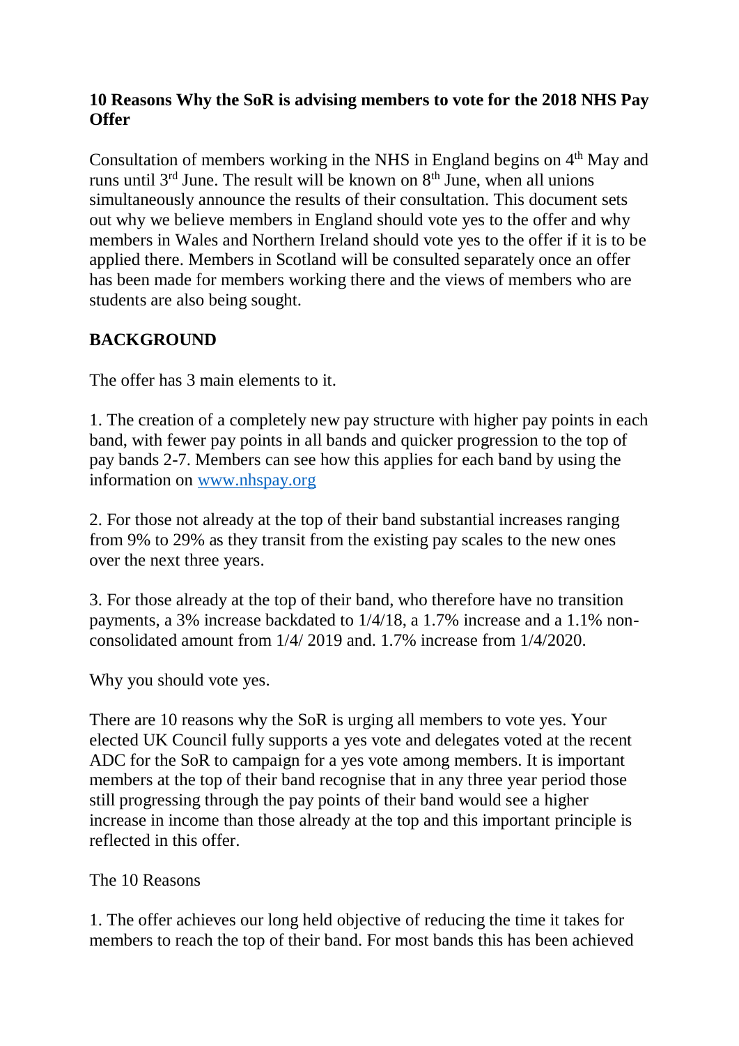**10 Reasons Why the SoR is advising members to vote for the 2018 NHS Pay Offer**

Consultation of members working in the NHS in England begins on 4th May and runs until 3rd June. The result will be known on 8th June, when all unions simultaneously announce the results of their consultation. This document sets out why we believe members in England should vote yes to the offer and why members in Wales and Northern Ireland should vote yes to the offer if it is to be applied there. Members in Scotland will be consulted separately once an offer has been made for members working there and the views of members who are students are also being sought.

## BACKGROUND

The offer has 3 main elements to it.

1. The creation of a completely new pay structure with higher pay points in each band, with fewer pay points in all bands and quicker progression to the top of pay bands 2-7. Members can see how this applies for each band by using the information on [www.nhspay.org](http://www.nhspay.org)

2. For those not already at the top of their band substantial increases ranging from 9% to 29% as they transit from the existing pay scales to the new ones over the next three years.

3. For those already at the top of their band, who therefore have no transition payments, a 3% increase backdated to 1/4/18, a 1.7% increase and a 1.1% non-consolidated amount from 1/4/ 2019 and. 1.7% increase from 1/4/2020.

Why you should vote yes.

There are 10 reasons why the SoR is urging all members to vote yes. Your elected UK Council fully supports a yes vote and delegates voted at the recent ADC for the SoR to campaign for a yes vote among members. It is important members at the top of their band recognise that in any three year period those still progressing through the pay points of their band would see a higher increase in income than those already at the top and this important principle is reflected in this offer.

The 10 Reasons

1. The offer achieves our long held objective of reducing the time it takes for members to reach the top of their band. For most bands this has been achieved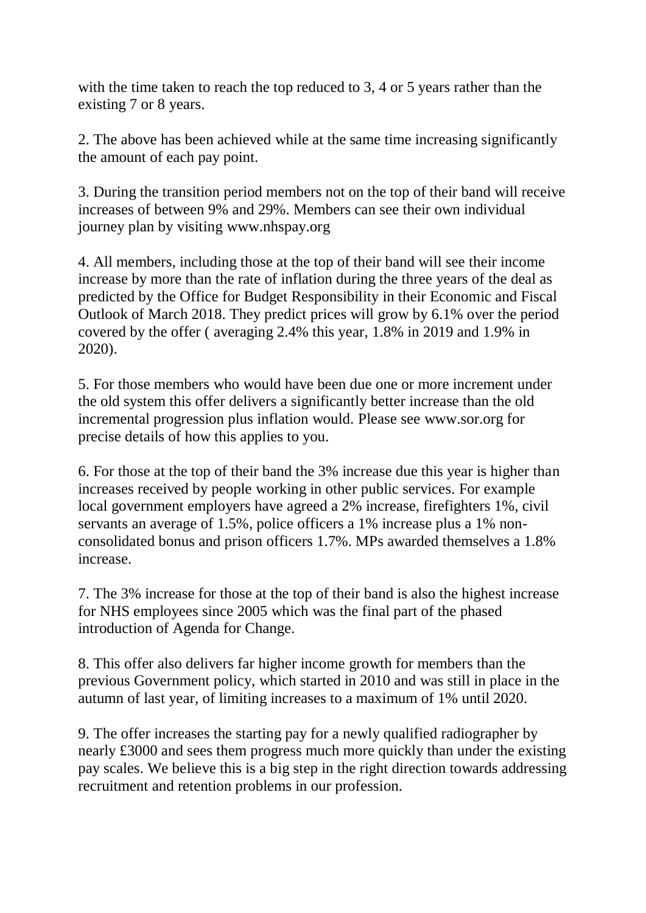with the time taken to reach the top reduced to 3, 4 or 5 years rather than the existing 7 or 8 years.

2. The above has been achieved while at the same time increasing significantly the amount of each pay point.

3. During the transition period members not on the top of their band will receive increases of between 9% and 29%. Members can see their own individual journey plan by visiting www.nhspay.org

4. All members, including those at the top of their band will see their income increase by more than the rate of inflation during the three years of the deal as predicted by the Office for Budget Responsibility in their Economic and Fiscal Outlook of March 2018. They predict prices will grow by 6.1% over the period covered by the offer ( averaging 2.4% this year, 1.8% in 2019 and 1.9% in 2020).

5. For those members who would have been due one or more increment under the old system this offer delivers a significantly better increase than the old incremental progression plus inflation would. Please see www.sor.org for precise details of how this applies to you.

6. For those at the top of their band the 3% increase due this year is higher than increases received by people working in other public services. For example local government employers have agreed a 2% increase, firefighters 1%, civil servants an average of 1.5%, police officers a 1% increase plus a 1% non-consolidated bonus and prison officers 1.7%. MPs awarded themselves a 1.8% increase.

7. The 3% increase for those at the top of their band is also the highest increase for NHS employees since 2005 which was the final part of the phased introduction of Agenda for Change.

8. This offer also delivers far higher income growth for members than the previous Government policy, which started in 2010 and was still in place in the autumn of last year, of limiting increases to a maximum of 1% until 2020.

9. The offer increases the starting pay for a newly qualified radiographer by nearly £3000 and sees them progress much more quickly than under the existing pay scales. We believe this is a big step in the right direction towards addressing recruitment and retention problems in our profession.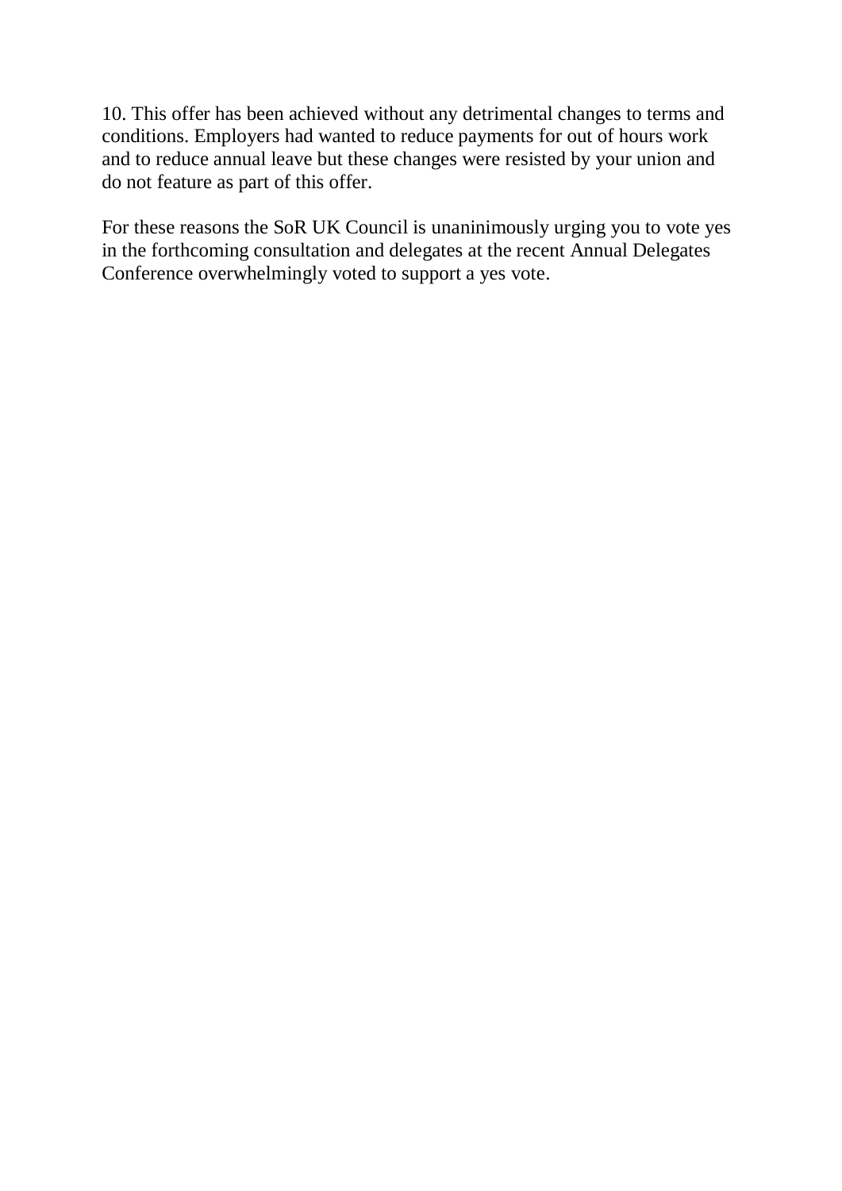10. This offer has been achieved without any detrimental changes to terms and conditions. Employers had wanted to reduce payments for out of hours work and to reduce annual leave but these changes were resisted by your union and do not feature as part of this offer.

For these reasons the SoR UK Council is unaninimously urging you to vote yes in the forthcoming consultation and delegates at the recent Annual Delegates Conference overwhelmingly voted to support a yes vote.